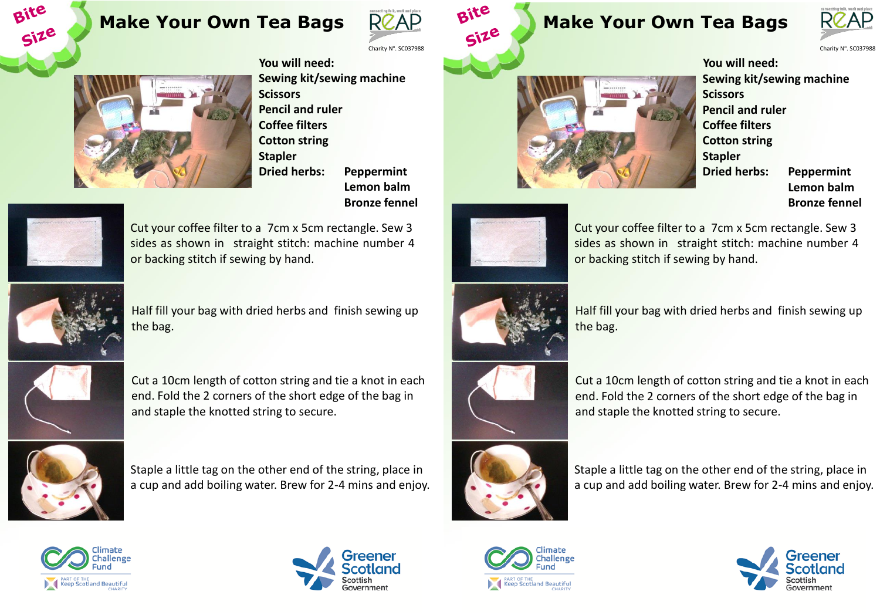Bite Size

# Make Your Own Tea Bags

REAP

Charity Nº. SC037988

**You will need:**

**Sewing kit/sewing machine**
**Scissors**
**Pencil and ruler**
**Coffee filters**
**Cotton string**
**Stapler**
**Dried herbs:** **Peppermint**
**Lemon balm**
**Bronze fennel**

Cut your coffee filter to a 7cm x 5cm rectangle. Sew 3 sides as shown in straight stitch: machine number 4 or backing stitch if sewing by hand.

Half fill your bag with dried herbs and finish sewing up the bag.

Cut a 10cm length of cotton string and tie a knot in each end. Fold the 2 corners of the short edge of the bag in and staple the knotted string to secure.

Staple a little tag on the other end of the string, place in a cup and add boiling water. Brew for 2-4 mins and enjoy.

Climate Challenge Fund
PART OF THE Keep Scotland Beautiful CHARITY

Greener Scotland
Scottish Government

Bite Size

# Make Your Own Tea Bags

REAP

Charity Nº. SC037988

**You will need:**

**Sewing kit/sewing machine**
**Scissors**
**Pencil and ruler**
**Coffee filters**
**Cotton string**
**Stapler**
**Dried herbs:** **Peppermint**
**Lemon balm**
**Bronze fennel**

Cut your coffee filter to a 7cm x 5cm rectangle. Sew 3 sides as shown in straight stitch: machine number 4 or backing stitch if sewing by hand.

Half fill your bag with dried herbs and finish sewing up the bag.

Cut a 10cm length of cotton string and tie a knot in each end. Fold the 2 corners of the short edge of the bag in and staple the knotted string to secure.

Staple a little tag on the other end of the string, place in a cup and add boiling water. Brew for 2-4 mins and enjoy.

Climate Challenge Fund
PART OF THE Keep Scotland Beautiful CHARITY

Greener Scotland
Scottish Government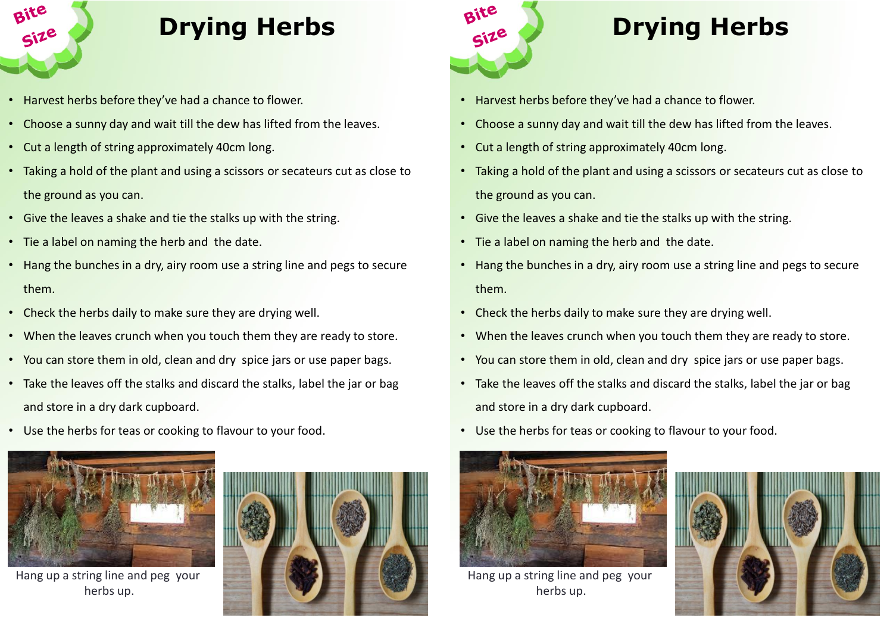Bite Size

# Drying Herbs

- Harvest herbs before they've had a chance to flower.
- Choose a sunny day and wait till the dew has lifted from the leaves.
- Cut a length of string approximately 40cm long.
- Taking a hold of the plant and using a scissors or secateurs cut as close to the ground as you can.
- Give the leaves a shake and tie the stalks up with the string.
- Tie a label on naming the herb and the date.
- Hang the bunches in a dry, airy room use a string line and pegs to secure them.
- Check the herbs daily to make sure they are drying well.
- When the leaves crunch when you touch them they are ready to store.
- You can store them in old, clean and dry spice jars or use paper bags.
- Take the leaves off the stalks and discard the stalks, label the jar or bag and store in a dry dark cupboard.
- Use the herbs for teas or cooking to flavour to your food.

Hang up a string line and peg your herbs up.

Bite Size

# Drying Herbs

- Harvest herbs before they've had a chance to flower.
- Choose a sunny day and wait till the dew has lifted from the leaves.
- Cut a length of string approximately 40cm long.
- Taking a hold of the plant and using a scissors or secateurs cut as close to the ground as you can.
- Give the leaves a shake and tie the stalks up with the string.
- Tie a label on naming the herb and the date.
- Hang the bunches in a dry, airy room use a string line and pegs to secure them.
- Check the herbs daily to make sure they are drying well.
- When the leaves crunch when you touch them they are ready to store.
- You can store them in old, clean and dry spice jars or use paper bags.
- Take the leaves off the stalks and discard the stalks, label the jar or bag and store in a dry dark cupboard.
- Use the herbs for teas or cooking to flavour to your food.

Hang up a string line and peg your herbs up.